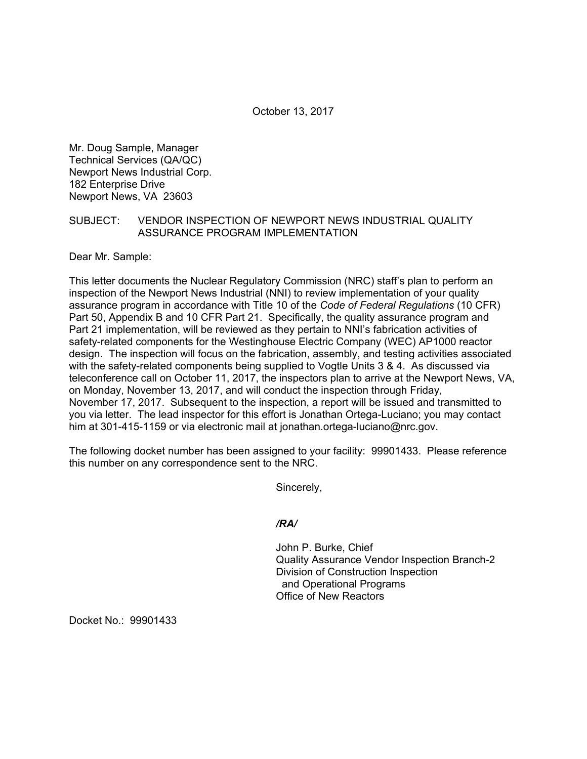October 13, 2017

Mr. Doug Sample, Manager
Technical Services (QA/QC)
Newport News Industrial Corp.
182 Enterprise Drive
Newport News, VA 23603

SUBJECT: VENDOR INSPECTION OF NEWPORT NEWS INDUSTRIAL QUALITY ASSURANCE PROGRAM IMPLEMENTATION

Dear Mr. Sample:

This letter documents the Nuclear Regulatory Commission (NRC) staff's plan to perform an inspection of the Newport News Industrial (NNI) to review implementation of your quality assurance program in accordance with Title 10 of the *Code of Federal Regulations* (10 CFR) Part 50, Appendix B and 10 CFR Part 21. Specifically, the quality assurance program and Part 21 implementation, will be reviewed as they pertain to NNI's fabrication activities of safety-related components for the Westinghouse Electric Company (WEC) AP1000 reactor design. The inspection will focus on the fabrication, assembly, and testing activities associated with the safety-related components being supplied to Vogtle Units 3 & 4. As discussed via teleconference call on October 11, 2017, the inspectors plan to arrive at the Newport News, VA, on Monday, November 13, 2017, and will conduct the inspection through Friday, November 17, 2017. Subsequent to the inspection, a report will be issued and transmitted to you via letter. The lead inspector for this effort is Jonathan Ortega-Luciano; you may contact him at 301-415-1159 or via electronic mail at jonathan.ortega-luciano@nrc.gov.

The following docket number has been assigned to your facility: 99901433. Please reference this number on any correspondence sent to the NRC.

Sincerely,

***/RA/***

John P. Burke, Chief
Quality Assurance Vendor Inspection Branch-2
Division of Construction Inspection
and Operational Programs
Office of New Reactors

Docket No.: 99901433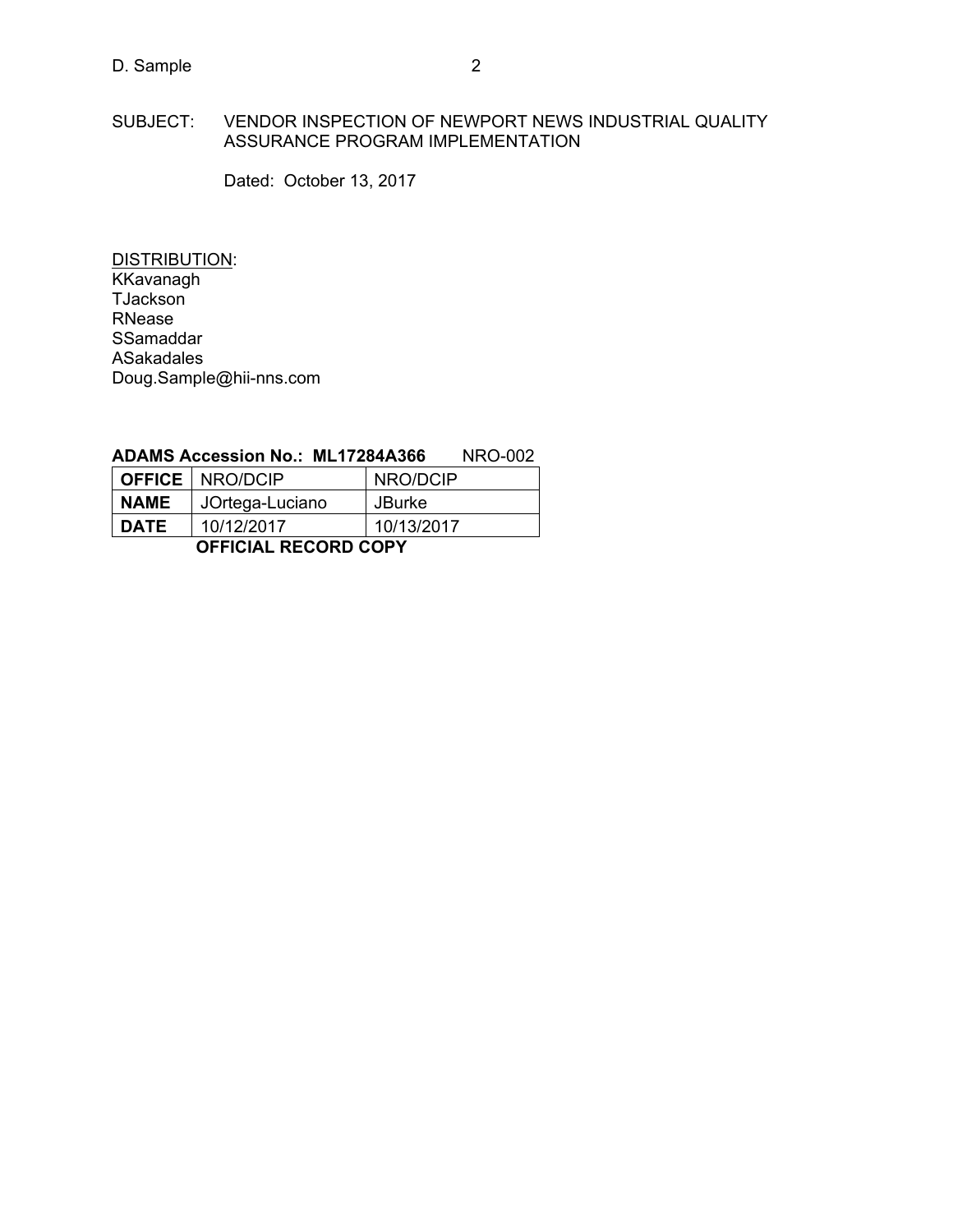SUBJECT: VENDOR INSPECTION OF NEWPORT NEWS INDUSTRIAL QUALITY ASSURANCE PROGRAM IMPLEMENTATION

Dated: October 13, 2017

DISTRIBUTION:
KKavanagh
TJackson
RNease
SSamaddar
ASakadales
Doug.Sample@hii-nns.com

**ADAMS Accession No.: ML17284A366** NRO-002

| **OFFICE** | NRO/DCIP | NRO/DCIP |
|---|---|---|
| **NAME** | JOrtega-Luciano | JBurke |
| **DATE** | 10/12/2017 | 10/13/2017 |

**OFFICIAL RECORD COPY**